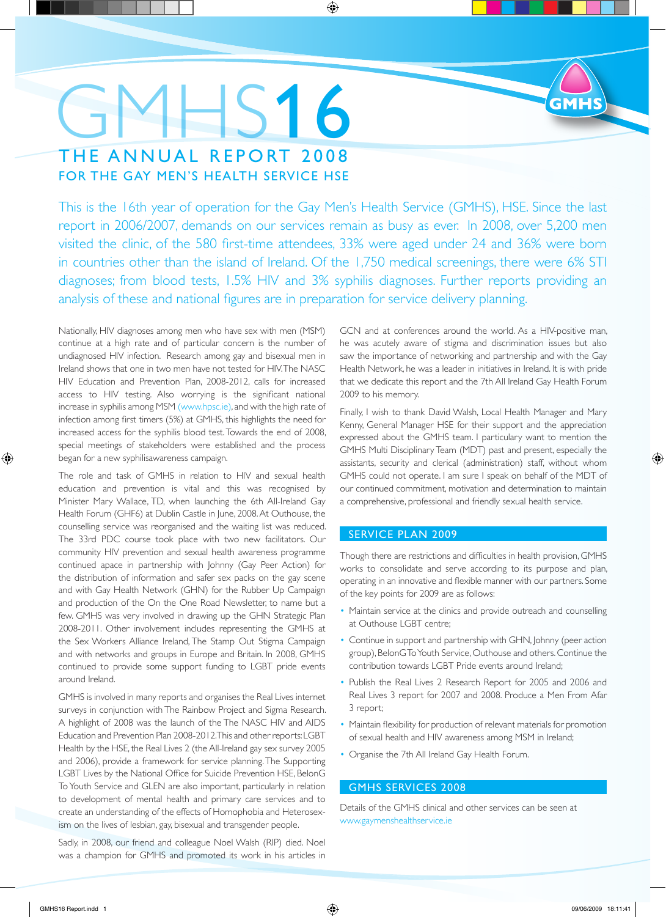# GMHS16

## THE ANNUAL REPORT 2008

### FOR THE GAY MEN'S HEALTH SERVICE HSE

This is the 16th year of operation for the Gay Men's Health Service (GMHS), HSE. Since the last report in 2006/2007, demands on our services remain as busy as ever. In 2008, over 5,200 men visited the clinic, of the 580 first-time attendees, 33% were aged under 24 and 36% were born in countries other than the island of Ireland. Of the 1,750 medical screenings, there were 6% STI diagnoses; from blood tests, 1.5% HIV and 3% syphilis diagnoses. Further reports providing an analysis of these and national figures are in preparation for service delivery planning.

Nationally, HIV diagnoses among men who have sex with men (MSM) continue at a high rate and of particular concern is the number of undiagnosed HIV infection. Research among gay and bisexual men in Ireland shows that one in two men have not tested for HIV. The NASC HIV Education and Prevention Plan, 2008-2012, calls for increased access to HIV testing. Also worrying is the significant national increase in syphilis among MSM (www.hpsc.ie), and with the high rate of infection among first timers (5%) at GMHS, this highlights the need for increased access for the syphilis blood test. Towards the end of 2008, special meetings of stakeholders were established and the process began for a new syphilisawareness campaign.

The role and task of GMHS in relation to HIV and sexual health education and prevention is vital and this was recognised by Minister Mary Wallace, TD, when launching the 6th All-Ireland Gay Health Forum (GHF6) at Dublin Castle in June, 2008. At Outhouse, the counselling service was reorganised and the waiting list was reduced. The 33rd PDC course took place with two new facilitators. Our community HIV prevention and sexual health awareness programme continued apace in partnership with Johnny (Gay Peer Action) for the distribution of information and safer sex packs on the gay scene and with Gay Health Network (GHN) for the Rubber Up Campaign and production of the On the One Road Newsletter, to name but a few. GMHS was very involved in drawing up the GHN Strategic Plan 2008-2011. Other involvement includes representing the GMHS at the Sex Workers Alliance Ireland, The Stamp Out Stigma Campaign and with networks and groups in Europe and Britain. In 2008, GMHS continued to provide some support funding to LGBT pride events around Ireland.

GMHS is involved in many reports and organises the Real Lives internet surveys in conjunction with The Rainbow Project and Sigma Research. A highlight of 2008 was the launch of the The NASC HIV and AIDS Education and Prevention Plan 2008-2012. This and other reports: LGBT Health by the HSE, the Real Lives 2 (the All-Ireland gay sex survey 2005 and 2006), provide a framework for service planning. The Supporting LGBT Lives by the National Office for Suicide Prevention HSE, BelonG To Youth Service and GLEN are also important, particularly in relation to development of mental health and primary care services and to create an understanding of the effects of Homophobia and Heterosex-ism on the lives of lesbian, gay, bisexual and transgender people.

Sadly, in 2008, our friend and colleague Noel Walsh (RIP) died. Noel was a champion for GMHS and promoted its work in his articles in GCN and at conferences around the world. As a HIV-positive man, he was acutely aware of stigma and discrimination issues but also saw the importance of networking and partnership and with the Gay Health Network, he was a leader in initiatives in Ireland. It is with pride that we dedicate this report and the 7th All Ireland Gay Health Forum 2009 to his memory.

Finally, I wish to thank David Walsh, Local Health Manager and Mary Kenny, General Manager HSE for their support and the appreciation expressed about the GMHS team. I particularly want to mention the GMHS Multi Disciplinary Team (MDT) past and present, especially the assistants, security and clerical (administration) staff, without whom GMHS could not operate. I am sure I speak on behalf of the MDT of our continued commitment, motivation and determination to maintain a comprehensive, professional and friendly sexual health service.

## SERVICE PLAN 2009

Though there are restrictions and difficulties in health provision, GMHS works to consolidate and serve according to its purpose and plan, operating in an innovative and flexible manner with our partners. Some of the key points for 2009 are as follows:

- Maintain service at the clinics and provide outreach and counselling at Outhouse LGBT centre;
- Continue in support and partnership with GHN, Johnny (peer action group), BelonG To Youth Service, Outhouse and others. Continue the contribution towards LGBT Pride events around Ireland;
- Publish the Real Lives 2 Research Report for 2005 and 2006 and Real Lives 3 report for 2007 and 2008. Produce a Men From Afar 3 report;
- Maintain flexibility for production of relevant materials for promotion of sexual health and HIV awareness among MSM in Ireland;
- Organise the 7th All Ireland Gay Health Forum.

## GMHS SERVICES 2008

Details of the GMHS clinical and other services can be seen at www.gaymenshealthservice.ie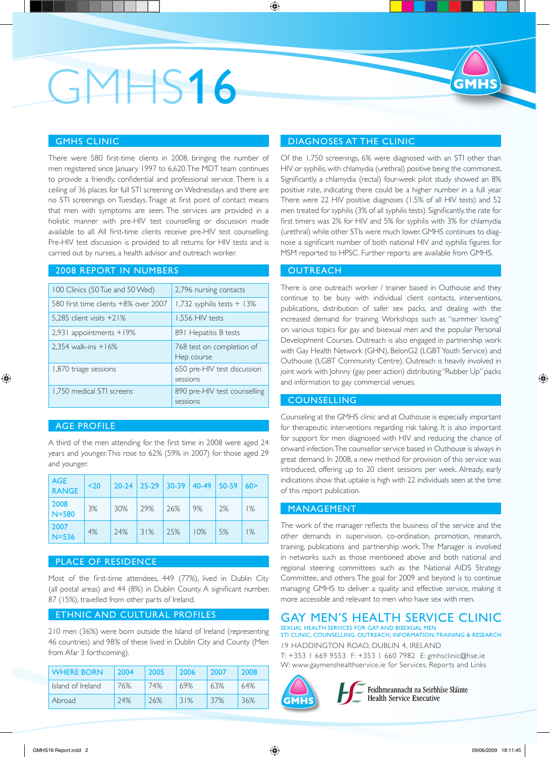# GMHS16

## GMHS CLINIC

There were 580 first-time clients in 2008, bringing the number of men registered since January 1997 to 6,620. The MDT team continues to provide a friendly, confidential and professional service. There is a ceiling of 36 places for full STI screening on Wednesdays and there are no STI screenings on Tuesdays. Triage at first point of contact means that men with symptoms are seen. The services are provided in a holistic manner with pre-HIV test counselling or discussion made available to all. All first-time clients receive pre-HIV test counselling. Pre-HIV test discussion is provided to all returns for HIV tests and is carried out by nurses, a health advisor and outreach worker.

## 2008 REPORT IN NUMBERS

| | |
|---|---|
| 100 Clinics (50 Tue and 50 Wed) | 2,796 nursing contacts |
| 580 first time clients +8% over 2007 | 1,732 syphilis tests + 13% |
| 5,285 client visits +21% | 1,556 HIV tests |
| 2,931 appointments +19% | 891 Hepatitis B tests |
| 2,354 walk-ins +16% | 768 test on completion of Hep course |
| 1,870 triage sessions | 650 pre-HIV test discussion sessions |
| 1,750 medical STI screens | 890 pre-HIV test counselling sessions |

## AGE PROFILE

A third of the men attending for the first time in 2008 were aged 24 years and younger. This rose to 62% (59% in 2007) for those aged 29 and younger.

| AGE RANGE | <20 | 20-24 | 25-29 | 30-39 | 40-49 | 50-59 | 60> |
|---|---|---|---|---|---|---|---|
| 2008 N=580 | 3% | 30% | 29% | 26% | 9% | 2% | 1% |
| 2007 N=536 | 4% | 24% | 31% | 25% | 10% | 5% | 1% |

## PLACE OF RESIDENCE

Most of the first-time attendees, 449 (77%), lived in Dublin City (all postal areas) and 44 (8%) in Dublin County. A significant number, 87 (15%), travelled from other parts of Ireland.

## ETHNIC AND CULTURAL PROFILES

210 men (36%) were born outside the Island of Ireland (representing 46 countries) and 98% of these lived in Dublin City and County (Men from Afar 3 forthcoming).

| WHERE BORN | 2004 | 2005 | 2006 | 2007 | 2008 |
|---|---|---|---|---|---|
| Island of Ireland | 76% | 74% | 69% | 63% | 64% |
| Abroad | 24% | 26% | 31% | 37% | 36% |

## DIAGNOSES AT THE CLINIC

Of the 1,750 screenings, 6% were diagnosed with an STI other than HIV or syphilis, with chlamydia (urethral) positive being the commonest. Significantly, a chlamydia (rectal) four-week pilot study showed an 8% positive rate, indicating there could be a higher number in a full year. There were 22 HIV positive diagnoses (1.5% of all HIV tests) and 52 men treated for syphilis (3% of all syphilis tests). Significantly, the rate for first timers was 2% for HIV and 5% for syphilis with 3% for chlamydia (urethral) while other STIs were much lower. GMHS continues to diagnose a significant number of both national HIV and syphilis figures for MSM reported to HPSC. Further reports are available from GMHS.

## OUTREACH

There is one outreach worker / trainer based in Outhouse and they continue to be busy with individual client contacts, interventions, publications, distribution of safer sex packs, and dealing with the increased demand for training. Workshops such as "summer loving" on various topics for gay and bisexual men and the popular Personal Development Courses. Outreach is also engaged in partnership work with Gay Health Network (GHN), BelonG2 (LGBT Youth Service) and Outhouse (LGBT Community Centre). Outreach is heavily involved in joint work with Johnny (gay peer action) distributing "Rubber Up" packs and information to gay commercial venues.

## COUNSELLING

Counseling at the GMHS clinic and at Outhouse is especially important for therapeutic interventions regarding risk taking. It is also important for support for men diagnosed with HIV and reducing the chance of onward infection. The counsellor service based in Outhouse is always in great demand. In 2008, a new method for provision of this service was introduced, offering up to 20 client sessions per week. Already, early indications show that uptake is high with 22 individuals seen at the time of this report publication.

## MANAGEMENT

The work of the manager reflects the business of the service and the other demands in supervision, co-ordination, promotion, research, training, publications and partnership work. The Manager is involved in networks such as those mentioned above and both national and regional steering committees such as the National AIDS Strategy Committee, and others. The goal for 2009 and beyond is to continue managing GMHS to deliver a quality and effective service, making it more accessible and relevant to men who have sex with men.

## GAY MEN'S HEALTH SERVICE CLINIC

SEXUAL HEALTH SERVICES FOR GAY AND BISEXUAL MEN
STI CLINIC, COUNSELLING, OUTREACH, INFORMATION, TRAINING & RESEARCH

19 HADDINGTON ROAD, DUBLIN 4, IRELAND
T: +353 1 669 9553 F: +353 1 660 7982 E: gmhsclinic@hse.ie
W: www.gaymenshealthservice.ie for Services, Reports and Links

GMHS

Feidhmeannacht na Seirbhíse Sláinte
Health Service Executive